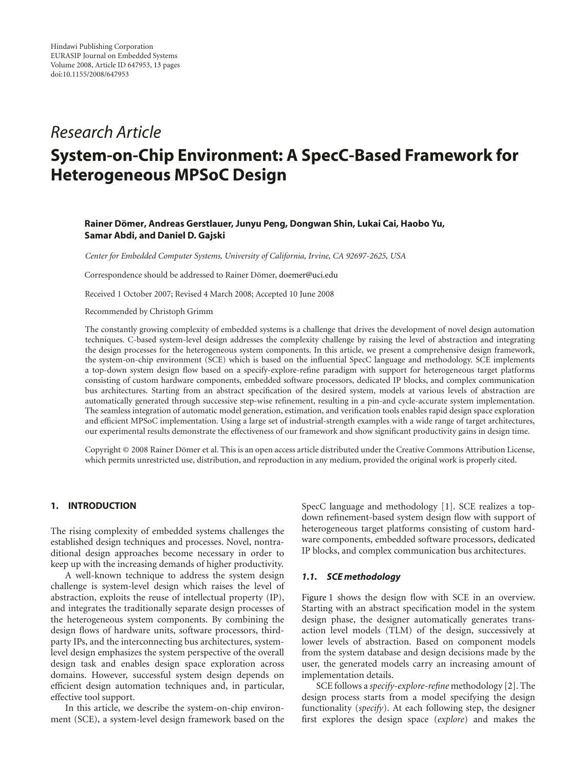Hindawi Publishing Corporation
EURASIP Journal on Embedded Systems
Volume 2008, Article ID 647953, 13 pages
doi:10.1155/2008/647953

*Research Article*

# System-on-Chip Environment: A SpecC-Based Framework for Heterogeneous MPSoC Design

**Rainer Dömer, Andreas Gerstlauer, Junyu Peng, Dongwan Shin, Lukai Cai, Haobo Yu, Samar Abdi, and Daniel D. Gajski**

*Center for Embedded Computer Systems, University of California, Irvine, CA 92697-2625, USA*

Correspondence should be addressed to Rainer Dömer, doemer@uci.edu

Received 1 October 2007; Revised 4 March 2008; Accepted 10 June 2008

Recommended by Christoph Grimm

The constantly growing complexity of embedded systems is a challenge that drives the development of novel design automation techniques. C-based system-level design addresses the complexity challenge by raising the level of abstraction and integrating the design processes for the heterogeneous system components. In this article, we present a comprehensive design framework, the system-on-chip environment (SCE) which is based on the influential SpecC language and methodology. SCE implements a top-down system design flow based on a specify-explore-refine paradigm with support for heterogeneous target platforms consisting of custom hardware components, embedded software processors, dedicated IP blocks, and complex communication bus architectures. Starting from an abstract specification of the desired system, models at various levels of abstraction are automatically generated through successive step-wise refinement, resulting in a pin-and cycle-accurate system implementation. The seamless integration of automatic model generation, estimation, and verification tools enables rapid design space exploration and efficient MPSoC implementation. Using a large set of industrial-strength examples with a wide range of target architectures, our experimental results demonstrate the effectiveness of our framework and show significant productivity gains in design time.

Copyright © 2008 Rainer Dömer et al. This is an open access article distributed under the Creative Commons Attribution License, which permits unrestricted use, distribution, and reproduction in any medium, provided the original work is properly cited.

## 1. INTRODUCTION

The rising complexity of embedded systems challenges the established design techniques and processes. Novel, nontraditional design approaches become necessary in order to keep up with the increasing demands of higher productivity.

A well-known technique to address the system design challenge is system-level design which raises the level of abstraction, exploits the reuse of intellectual property (IP), and integrates the traditionally separate design processes of the heterogeneous system components. By combining the design flows of hardware units, software processors, third-party IPs, and the interconnecting bus architectures, system-level design emphasizes the system perspective of the overall design task and enables design space exploration across domains. However, successful system design depends on efficient design automation techniques and, in particular, effective tool support.

In this article, we describe the system-on-chip environment (SCE), a system-level design framework based on the SpecC language and methodology [1]. SCE realizes a top-down refinement-based system design flow with support of heterogeneous target platforms consisting of custom hardware components, embedded software processors, dedicated IP blocks, and complex communication bus architectures.

### 1.1. SCE methodology

Figure 1 shows the design flow with SCE in an overview. Starting with an abstract specification model in the system design phase, the designer automatically generates transaction level models (TLM) of the design, successively at lower levels of abstraction. Based on component models from the system database and design decisions made by the user, the generated models carry an increasing amount of implementation details.

SCE follows a *specify-explore-refine* methodology [2]. The design process starts from a model specifying the design functionality (*specify*). At each following step, the designer first explores the design space (*explore*) and makes the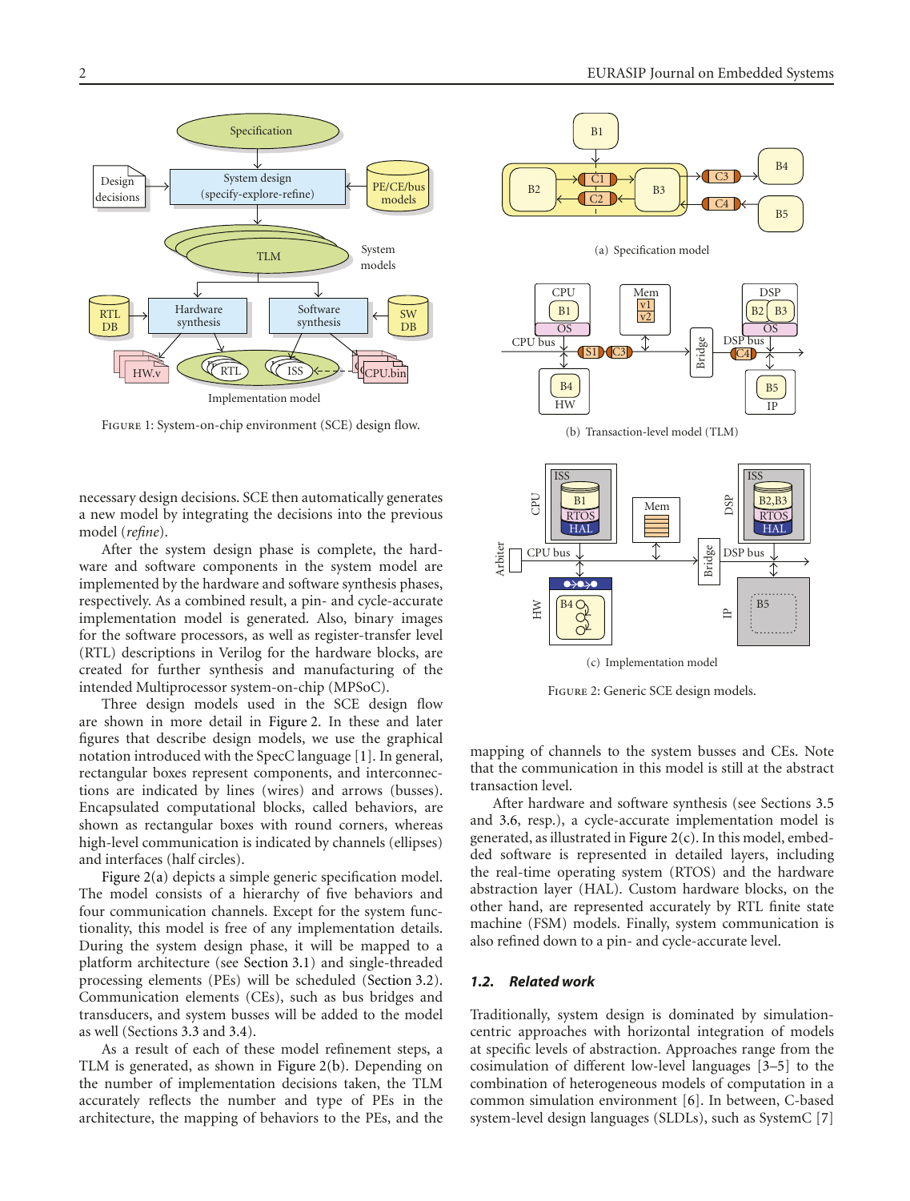Figure 1: System-on-chip environment (SCE) design flow.

(a) Specification model

(b) Transaction-level model (TLM)

(c) Implementation model

Figure 2: Generic SCE design models.

necessary design decisions. SCE then automatically generates a new model by integrating the decisions into the previous model (*refine*).

After the system design phase is complete, the hardware and software components in the system model are implemented by the hardware and software synthesis phases, respectively. As a combined result, a pin- and cycle-accurate implementation model is generated. Also, binary images for the software processors, as well as register-transfer level (RTL) descriptions in Verilog for the hardware blocks, are created for further synthesis and manufacturing of the intended Multiprocessor system-on-chip (MPSoC).

Three design models used in the SCE design flow are shown in more detail in Figure 2. In these and later figures that describe design models, we use the graphical notation introduced with the SpecC language [1]. In general, rectangular boxes represent components, and interconnections are indicated by lines (wires) and arrows (busses). Encapsulated computational blocks, called behaviors, are shown as rectangular boxes with round corners, whereas high-level communication is indicated by channels (ellipses) and interfaces (half circles).

Figure 2(a) depicts a simple generic specification model. The model consists of a hierarchy of five behaviors and four communication channels. Except for the system functionality, this model is free of any implementation details. During the system design phase, it will be mapped to a platform architecture (see Section 3.1) and single-threaded processing elements (PEs) will be scheduled (Section 3.2). Communication elements (CEs), such as bus bridges and transducers, and system busses will be added to the model as well (Sections 3.3 and 3.4).

As a result of each of these model refinement steps, a TLM is generated, as shown in Figure 2(b). Depending on the number of implementation decisions taken, the TLM accurately reflects the number and type of PEs in the architecture, the mapping of behaviors to the PEs, and the mapping of channels to the system busses and CEs. Note that the communication in this model is still at the abstract transaction level.

After hardware and software synthesis (see Sections 3.5 and 3.6, resp.), a cycle-accurate implementation model is generated, as illustrated in Figure 2(c). In this model, embedded software is represented in detailed layers, including the real-time operating system (RTOS) and the hardware abstraction layer (HAL). Custom hardware blocks, on the other hand, are represented accurately by RTL finite state machine (FSM) models. Finally, system communication is also refined down to a pin- and cycle-accurate level.

### *1.2. Related work*

Traditionally, system design is dominated by simulation-centric approaches with horizontal integration of models at specific levels of abstraction. Approaches range from the cosimulation of different low-level languages [3–5] to the combination of heterogeneous models of computation in a common simulation environment [6]. In between, C-based system-level design languages (SLDLs), such as SystemC [7]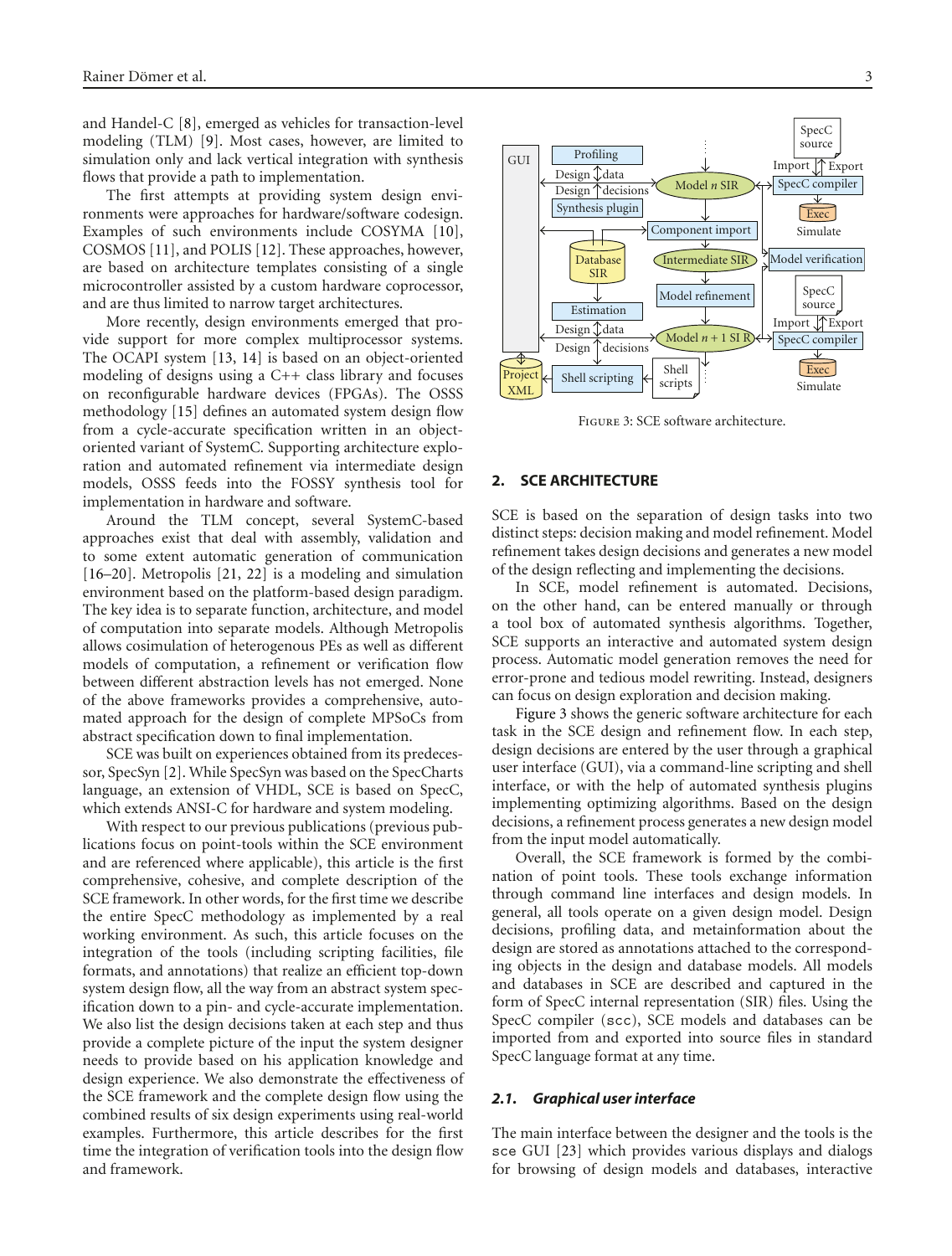and Handel-C [8], emerged as vehicles for transaction-level modeling (TLM) [9]. Most cases, however, are limited to simulation only and lack vertical integration with synthesis flows that provide a path to implementation.

The first attempts at providing system design environments were approaches for hardware/software codesign. Examples of such environments include COSYMA [10], COSMOS [11], and POLIS [12]. These approaches, however, are based on architecture templates consisting of a single microcontroller assisted by a custom hardware coprocessor, and are thus limited to narrow target architectures.

More recently, design environments emerged that provide support for more complex multiprocessor systems. The OCAPI system [13, 14] is based on an object-oriented modeling of designs using a C++ class library and focuses on reconfigurable hardware devices (FPGAs). The OSSS methodology [15] defines an automated system design flow from a cycle-accurate specification written in an object-oriented variant of SystemC. Supporting architecture exploration and automated refinement via intermediate design models, OSSS feeds into the FOSSY synthesis tool for implementation in hardware and software.

Around the TLM concept, several SystemC-based approaches exist that deal with assembly, validation and to some extent automatic generation of communication [16–20]. Metropolis [21, 22] is a modeling and simulation environment based on the platform-based design paradigm. The key idea is to separate function, architecture, and model of computation into separate models. Although Metropolis allows cosimulation of heterogenous PEs as well as different models of computation, a refinement or verification flow between different abstraction levels has not emerged. None of the above frameworks provides a comprehensive, automated approach for the design of complete MPSoCs from abstract specification down to final implementation.

SCE was built on experiences obtained from its predecessor, SpecSyn [2]. While SpecSyn was based on the SpecCharts language, an extension of VHDL, SCE is based on SpecC, which extends ANSI-C for hardware and system modeling.

With respect to our previous publications (previous publications focus on point-tools within the SCE environment and are referenced where applicable), this article is the first comprehensive, cohesive, and complete description of the SCE framework. In other words, for the first time we describe the entire SpecC methodology as implemented by a real working environment. As such, this article focuses on the integration of the tools (including scripting facilities, file formats, and annotations) that realize an efficient top-down system design flow, all the way from an abstract system specification down to a pin- and cycle-accurate implementation. We also list the design decisions taken at each step and thus provide a complete picture of the input the system designer needs to provide based on his application knowledge and design experience. We also demonstrate the effectiveness of the SCE framework and the complete design flow using the combined results of six design experiments using real-world examples. Furthermore, this article describes for the first time the integration of verification tools into the design flow and framework.

Figure 3: SCE software architecture.

## 2. SCE ARCHITECTURE

SCE is based on the separation of design tasks into two distinct steps: decision making and model refinement. Model refinement takes design decisions and generates a new model of the design reflecting and implementing the decisions.

In SCE, model refinement is automated. Decisions, on the other hand, can be entered manually or through a tool box of automated synthesis algorithms. Together, SCE supports an interactive and automated system design process. Automatic model generation removes the need for error-prone and tedious model rewriting. Instead, designers can focus on design exploration and decision making.

Figure 3 shows the generic software architecture for each task in the SCE design and refinement flow. In each step, design decisions are entered by the user through a graphical user interface (GUI), via a command-line scripting and shell interface, or with the help of automated synthesis plugins implementing optimizing algorithms. Based on the design decisions, a refinement process generates a new design model from the input model automatically.

Overall, the SCE framework is formed by the combination of point tools. These tools exchange information through command line interfaces and design models. In general, all tools operate on a given design model. Design decisions, profiling data, and metainformation about the design are stored as annotations attached to the corresponding objects in the design and database models. All models and databases in SCE are described and captured in the form of SpecC internal representation (SIR) files. Using the SpecC compiler (`scc`), SCE models and databases can be imported from and exported into source files in standard SpecC language format at any time.

### 2.1. Graphical user interface

The main interface between the designer and the tools is the `sce` GUI [23] which provides various displays and dialogs for browsing of design models and databases, interactive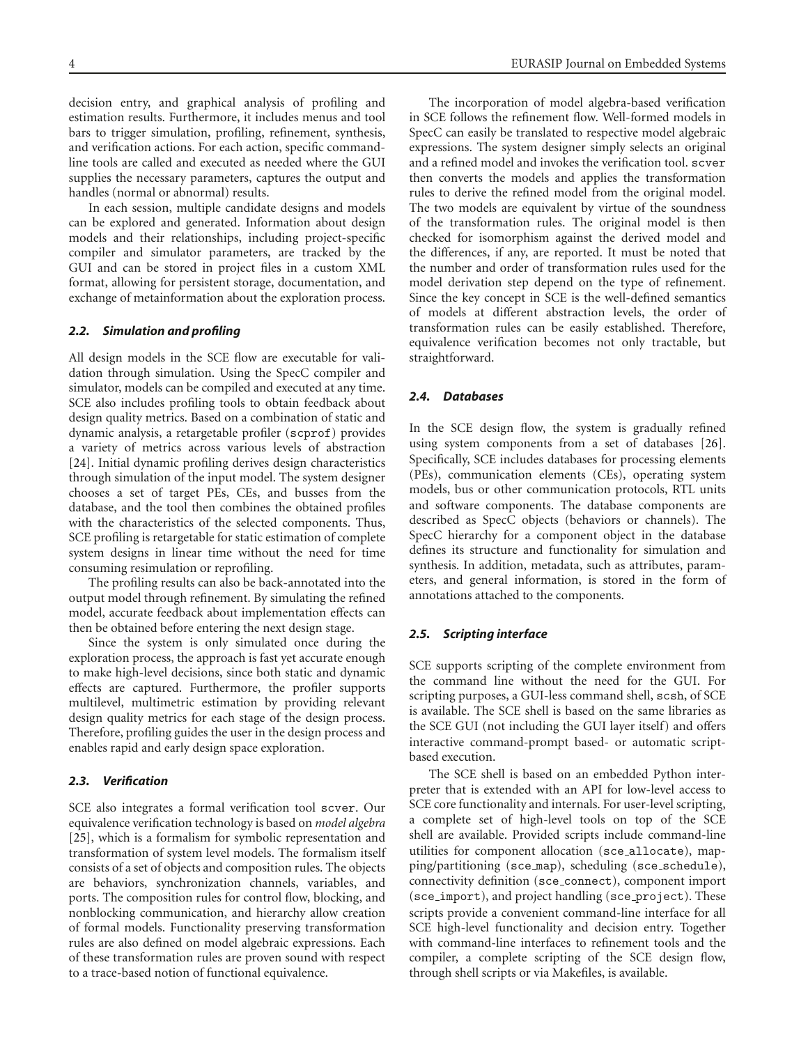decision entry, and graphical analysis of profiling and estimation results. Furthermore, it includes menus and tool bars to trigger simulation, profiling, refinement, synthesis, and verification actions. For each action, specific command-line tools are called and executed as needed where the GUI supplies the necessary parameters, captures the output and handles (normal or abnormal) results.

In each session, multiple candidate designs and models can be explored and generated. Information about design models and their relationships, including project-specific compiler and simulator parameters, are tracked by the GUI and can be stored in project files in a custom XML format, allowing for persistent storage, documentation, and exchange of metainformation about the exploration process.

### *2.2. Simulation and profiling*

All design models in the SCE flow are executable for validation through simulation. Using the SpecC compiler and simulator, models can be compiled and executed at any time. SCE also includes profiling tools to obtain feedback about design quality metrics. Based on a combination of static and dynamic analysis, a retargetable profiler (`scprof`) provides a variety of metrics across various levels of abstraction [24]. Initial dynamic profiling derives design characteristics through simulation of the input model. The system designer chooses a set of target PEs, CEs, and busses from the database, and the tool then combines the obtained profiles with the characteristics of the selected components. Thus, SCE profiling is retargetable for static estimation of complete system designs in linear time without the need for time consuming resimulation or reprofiling.

The profiling results can also be back-annotated into the output model through refinement. By simulating the refined model, accurate feedback about implementation effects can then be obtained before entering the next design stage.

Since the system is only simulated once during the exploration process, the approach is fast yet accurate enough to make high-level decisions, since both static and dynamic effects are captured. Furthermore, the profiler supports multilevel, multimetric estimation by providing relevant design quality metrics for each stage of the design process. Therefore, profiling guides the user in the design process and enables rapid and early design space exploration.

### *2.3. Verification*

SCE also integrates a formal verification tool `scver`. Our equivalence verification technology is based on *model algebra* [25], which is a formalism for symbolic representation and transformation of system level models. The formalism itself consists of a set of objects and composition rules. The objects are behaviors, synchronization channels, variables, and ports. The composition rules for control flow, blocking, and nonblocking communication, and hierarchy allow creation of formal models. Functionality preserving transformation rules are also defined on model algebraic expressions. Each of these transformation rules are proven sound with respect to a trace-based notion of functional equivalence.

The incorporation of model algebra-based verification in SCE follows the refinement flow. Well-formed models in SpecC can easily be translated to respective model algebraic expressions. The system designer simply selects an original and a refined model and invokes the verification tool. `scver` then converts the models and applies the transformation rules to derive the refined model from the original model. The two models are equivalent by virtue of the soundness of the transformation rules. The original model is then checked for isomorphism against the derived model and the differences, if any, are reported. It must be noted that the number and order of transformation rules used for the model derivation step depend on the type of refinement. Since the key concept in SCE is the well-defined semantics of models at different abstraction levels, the order of transformation rules can be easily established. Therefore, equivalence verification becomes not only tractable, but straightforward.

### *2.4. Databases*

In the SCE design flow, the system is gradually refined using system components from a set of databases [26]. Specifically, SCE includes databases for processing elements (PEs), communication elements (CEs), operating system models, bus or other communication protocols, RTL units and software components. The database components are described as SpecC objects (behaviors or channels). The SpecC hierarchy for a component object in the database defines its structure and functionality for simulation and synthesis. In addition, metadata, such as attributes, parameters, and general information, is stored in the form of annotations attached to the components.

### *2.5. Scripting interface*

SCE supports scripting of the complete environment from the command line without the need for the GUI. For scripting purposes, a GUI-less command shell, `scsh`, of SCE is available. The SCE shell is based on the same libraries as the SCE GUI (not including the GUI layer itself) and offers interactive command-prompt based- or automatic script-based execution.

The SCE shell is based on an embedded Python interpreter that is extended with an API for low-level access to SCE core functionality and internals. For user-level scripting, a complete set of high-level tools on top of the SCE shell are available. Provided scripts include command-line utilities for component allocation (`sce_allocate`), mapping/partitioning (`sce_map`), scheduling (`sce_schedule`), connectivity definition (`sce_connect`), component import (`sce_import`), and project handling (`sce_project`). These scripts provide a convenient command-line interface for all SCE high-level functionality and decision entry. Together with command-line interfaces to refinement tools and the compiler, a complete scripting of the SCE design flow, through shell scripts or via Makefiles, is available.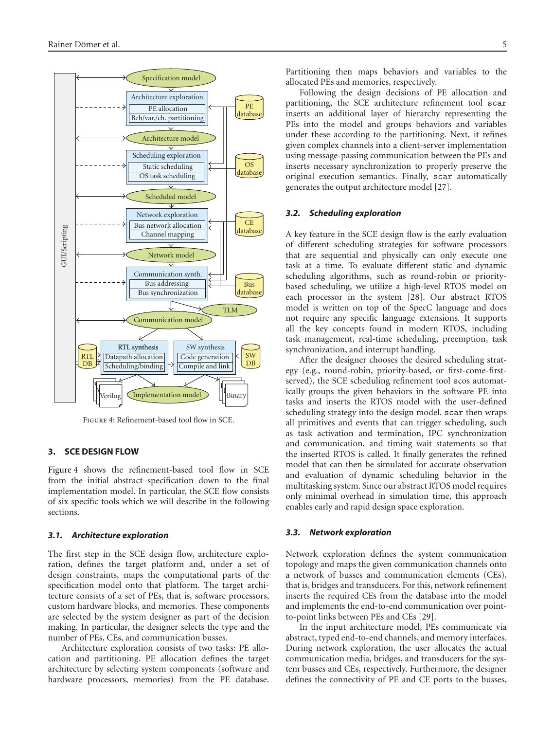Figure 4: Refinement-based tool flow in SCE.

## 3. SCE DESIGN FLOW

Figure 4 shows the refinement-based tool flow in SCE from the initial abstract specification down to the final implementation model. In particular, the SCE flow consists of six specific tools which we will describe in the following sections.

### 3.1. Architecture exploration

The first step in the SCE design flow, architecture exploration, defines the target platform and, under a set of design constraints, maps the computational parts of the specification model onto that platform. The target architecture consists of a set of PEs, that is, software processors, custom hardware blocks, and memories. These components are selected by the system designer as part of the decision making. In particular, the designer selects the type and the number of PEs, CEs, and communication busses.

Architecture exploration consists of two tasks: PE allocation and partitioning. PE allocation defines the target architecture by selecting system components (software and hardware processors, memories) from the PE database. Partitioning then maps behaviors and variables to the allocated PEs and memories, respectively.

Following the design decisions of PE allocation and partitioning, the SCE architecture refinement tool `scar` inserts an additional layer of hierarchy representing the PEs into the model and groups behaviors and variables under these according to the partitioning. Next, it refines given complex channels into a client-server implementation using message-passing communication between the PEs and inserts necessary synchronization to properly preserve the original execution semantics. Finally, `scar` automatically generates the output architecture model [27].

### 3.2. Scheduling exploration

A key feature in the SCE design flow is the early evaluation of different scheduling strategies for software processors that are sequential and physically can only execute one task at a time. To evaluate different static and dynamic scheduling algorithms, such as round-robin or priority-based scheduling, we utilize a high-level RTOS model on each processor in the system [28]. Our abstract RTOS model is written on top of the SpecC language and does not require any specific language extensions. It supports all the key concepts found in modern RTOS, including task management, real-time scheduling, preemption, task synchronization, and interrupt handling.

After the designer chooses the desired scheduling strategy (e.g., round-robin, priority-based, or first-come-first-served), the SCE scheduling refinement tool `scos` automatically groups the given behaviors in the software PE into tasks and inserts the RTOS model with the user-defined scheduling strategy into the design model. `scar` then wraps all primitives and events that can trigger scheduling, such as task activation and termination, IPC synchronization and communication, and timing wait statements so that the inserted RTOS is called. It finally generates the refined model that can then be simulated for accurate observation and evaluation of dynamic scheduling behavior in the multitasking system. Since our abstract RTOS model requires only minimal overhead in simulation time, this approach enables early and rapid design space exploration.

### 3.3. Network exploration

Network exploration defines the system communication topology and maps the given communication channels onto a network of busses and communication elements (CEs), that is, bridges and transducers. For this, network refinement inserts the required CEs from the database into the model and implements the end-to-end communication over point-to-point links between PEs and CEs [29].

In the input architecture model, PEs communicate via abstract, typed end-to-end channels, and memory interfaces. During network exploration, the user allocates the actual communication media, bridges, and transducers for the system busses and CEs, respectively. Furthermore, the designer defines the connectivity of PE and CE ports to the busses,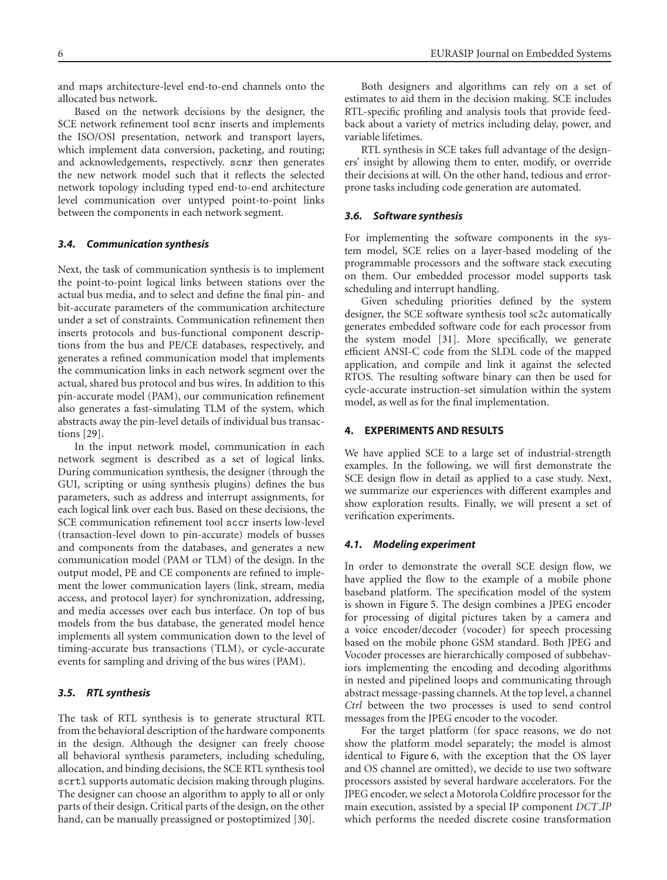and maps architecture-level end-to-end channels onto the allocated bus network.

Based on the network decisions by the designer, the SCE network refinement tool scnr inserts and implements the ISO/OSI presentation, network and transport layers, which implement data conversion, packeting, and routing; and acknowledgements, respectively. scnr then generates the new network model such that it reflects the selected network topology including typed end-to-end architecture level communication over untyped point-to-point links between the components in each network segment.

### *3.4. Communication synthesis*

Next, the task of communication synthesis is to implement the point-to-point logical links between stations over the actual bus media, and to select and define the final pin- and bit-accurate parameters of the communication architecture under a set of constraints. Communication refinement then inserts protocols and bus-functional component descriptions from the bus and PE/CE databases, respectively, and generates a refined communication model that implements the communication links in each network segment over the actual, shared bus protocol and bus wires. In addition to this pin-accurate model (PAM), our communication refinement also generates a fast-simulating TLM of the system, which abstracts away the pin-level details of individual bus transactions [29].

In the input network model, communication in each network segment is described as a set of logical links. During communication synthesis, the designer (through the GUI, scripting or using synthesis plugins) defines the bus parameters, such as address and interrupt assignments, for each logical link over each bus. Based on these decisions, the SCE communication refinement tool sccr inserts low-level (transaction-level down to pin-accurate) models of busses and components from the databases, and generates a new communication model (PAM or TLM) of the design. In the output model, PE and CE components are refined to implement the lower communication layers (link, stream, media access, and protocol layer) for synchronization, addressing, and media accesses over each bus interface. On top of bus models from the bus database, the generated model hence implements all system communication down to the level of timing-accurate bus transactions (TLM), or cycle-accurate events for sampling and driving of the bus wires (PAM).

### *3.5. RTL synthesis*

The task of RTL synthesis is to generate structural RTL from the behavioral description of the hardware components in the design. Although the designer can freely choose all behavioral synthesis parameters, including scheduling, allocation, and binding decisions, the SCE RTL synthesis tool scrtl supports automatic decision making through plugins. The designer can choose an algorithm to apply to all or only parts of their design. Critical parts of the design, on the other hand, can be manually preassigned or postoptimized [30].

Both designers and algorithms can rely on a set of estimates to aid them in the decision making. SCE includes RTL-specific profiling and analysis tools that provide feedback about a variety of metrics including delay, power, and variable lifetimes.

RTL synthesis in SCE takes full advantage of the designers' insight by allowing them to enter, modify, or override their decisions at will. On the other hand, tedious and error-prone tasks including code generation are automated.

### *3.6. Software synthesis*

For implementing the software components in the system model, SCE relies on a layer-based modeling of the programmable processors and the software stack executing on them. Our embedded processor model supports task scheduling and interrupt handling.

Given scheduling priorities defined by the system designer, the SCE software synthesis tool sc2c automatically generates embedded software code for each processor from the system model [31]. More specifically, we generate efficient ANSI-C code from the SLDL code of the mapped application, and compile and link it against the selected RTOS. The resulting software binary can then be used for cycle-accurate instruction-set simulation within the system model, as well as for the final implementation.

## 4. EXPERIMENTS AND RESULTS

We have applied SCE to a large set of industrial-strength examples. In the following, we will first demonstrate the SCE design flow in detail as applied to a case study. Next, we summarize our experiences with different examples and show exploration results. Finally, we will present a set of verification experiments.

### *4.1. Modeling experiment*

In order to demonstrate the overall SCE design flow, we have applied the flow to the example of a mobile phone baseband platform. The specification model of the system is shown in Figure 5. The design combines a JPEG encoder for processing of digital pictures taken by a camera and a voice encoder/decoder (vocoder) for speech processing based on the mobile phone GSM standard. Both JPEG and Vocoder processes are hierarchically composed of subbehaviors implementing the encoding and decoding algorithms in nested and pipelined loops and communicating through abstract message-passing channels. At the top level, a channel *Ctrl* between the two processes is used to send control messages from the JPEG encoder to the vocoder.

For the target platform (for space reasons, we do not show the platform model separately; the model is almost identical to Figure 6, with the exception that the OS layer and OS channel are omitted), we decide to use two software processors assisted by several hardware accelerators. For the JPEG encoder, we select a Motorola Coldfire processor for the main execution, assisted by a special IP component *DCT_IP* which performs the needed discrete cosine transformation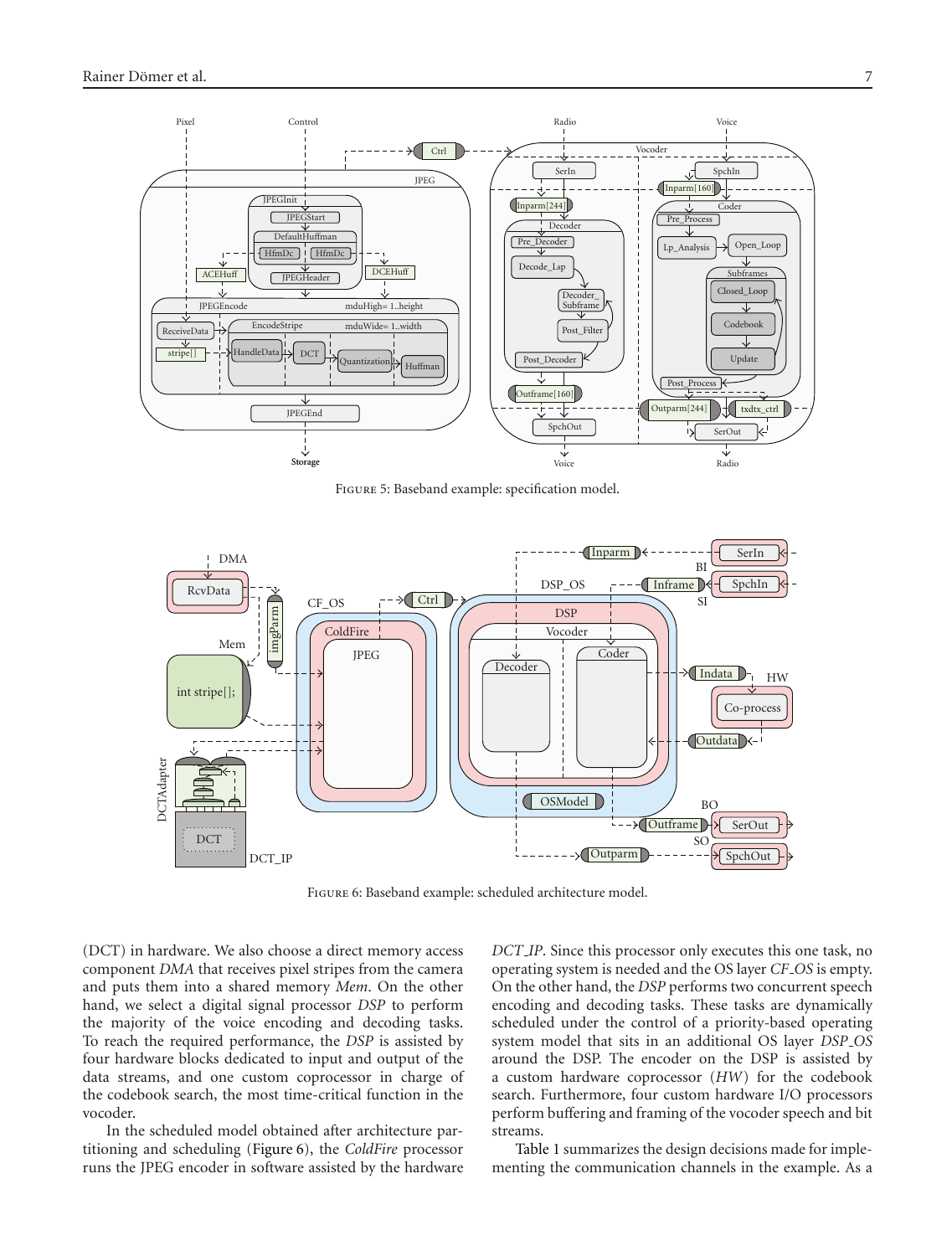Figure 5: Baseband example: specification model.

Figure 6: Baseband example: scheduled architecture model.

(DCT) in hardware. We also choose a direct memory access component *DMA* that receives pixel stripes from the camera and puts them into a shared memory *Mem*. On the other hand, we select a digital signal processor *DSP* to perform the majority of the voice encoding and decoding tasks. To reach the required performance, the *DSP* is assisted by four hardware blocks dedicated to input and output of the data streams, and one custom coprocessor in charge of the codebook search, the most time-critical function in the vocoder.

In the scheduled model obtained after architecture partitioning and scheduling (Figure 6), the *ColdFire* processor runs the JPEG encoder in software assisted by the hardware *DCT_IP*. Since this processor only executes this one task, no operating system is needed and the OS layer *CF_OS* is empty. On the other hand, the *DSP* performs two concurrent speech encoding and decoding tasks. These tasks are dynamically scheduled under the control of a priority-based operating system model that sits in an additional OS layer *DSP_OS* around the DSP. The encoder on the DSP is assisted by a custom hardware coprocessor (*HW*) for the codebook search. Furthermore, four custom hardware I/O processors perform buffering and framing of the vocoder speech and bit streams.

Table 1 summarizes the design decisions made for implementing the communication channels in the example. As a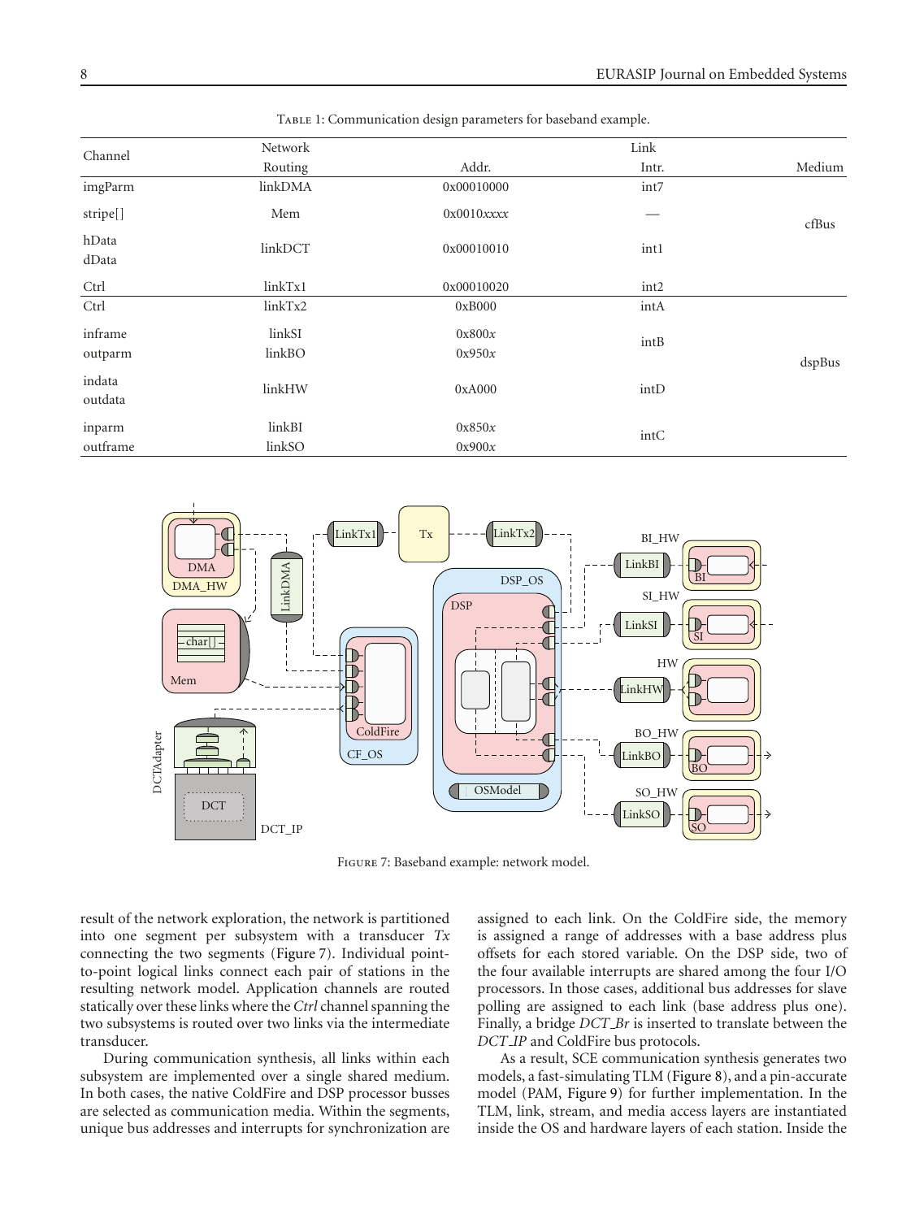Table 1: Communication design parameters for baseband example.

| Channel | Network Routing | Link Addr. | Link Intr. | Medium |
|---|---|---|---|---|
| imgParm | linkDMA | 0x00010000 | int7 | cfBus |
| stripe[] | Mem | 0x0010*xxxx* | — | |
| hData dData | linkDCT | 0x00010010 | int1 | |
| Ctrl | linkTx1 | 0x00010020 | int2 | |
| Ctrl | linkTx2 | 0xB000 | intA | dspBus |
| inframe | linkSI | 0x800*x* | intB | |
| outparm | linkBO | 0x950*x* | | |
| indata outdata | linkHW | 0xA000 | intD | |
| inparm | linkBI | 0x850*x* | intC | |
| outframe | linkSO | 0x900*x* | | |

Figure 7: Baseband example: network model.

result of the network exploration, the network is partitioned into one segment per subsystem with a transducer *Tx* connecting the two segments (Figure 7). Individual point-to-point logical links connect each pair of stations in the resulting network model. Application channels are routed statically over these links where the *Ctrl* channel spanning the two subsystems is routed over two links via the intermediate transducer.

During communication synthesis, all links within each subsystem are implemented over a single shared medium. In both cases, the native ColdFire and DSP processor busses are selected as communication media. Within the segments, unique bus addresses and interrupts for synchronization are assigned to each link. On the ColdFire side, the memory is assigned a range of addresses with a base address plus offsets for each stored variable. On the DSP side, two of the four available interrupts are shared among the four I/O processors. In those cases, additional bus addresses for slave polling are assigned to each link (base address plus one). Finally, a bridge *DCT_Br* is inserted to translate between the *DCT_IP* and ColdFire bus protocols.

As a result, SCE communication synthesis generates two models, a fast-simulating TLM (Figure 8), and a pin-accurate model (PAM, Figure 9) for further implementation. In the TLM, link, stream, and media access layers are instantiated inside the OS and hardware layers of each station. Inside the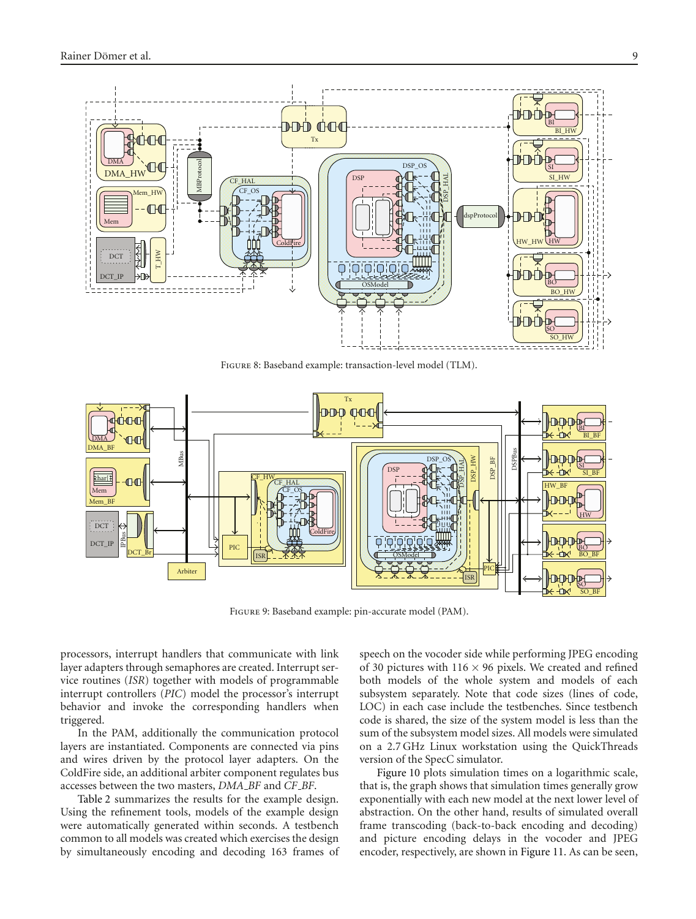FIGURE 8: Baseband example: transaction-level model (TLM).

FIGURE 9: Baseband example: pin-accurate model (PAM).

processors, interrupt handlers that communicate with link layer adapters through semaphores are created. Interrupt service routines (*ISR*) together with models of programmable interrupt controllers (*PIC*) model the processor's interrupt behavior and invoke the corresponding handlers when triggered.

In the PAM, additionally the communication protocol layers are instantiated. Components are connected via pins and wires driven by the protocol layer adapters. On the ColdFire side, an additional arbiter component regulates bus accesses between the two masters, *DMA_BF* and *CF_BF*.

Table 2 summarizes the results for the example design. Using the refinement tools, models of the example design were automatically generated within seconds. A testbench common to all models was created which exercises the design by simultaneously encoding and decoding 163 frames of speech on the vocoder side while performing JPEG encoding of 30 pictures with $116 \times 96$ pixels. We created and refined both models of the whole system and models of each subsystem separately. Note that code sizes (lines of code, LOC) in each case include the testbenches. Since testbench code is shared, the size of the system model is less than the sum of the subsystem model sizes. All models were simulated on a 2.7 GHz Linux workstation using the QuickThreads version of the SpecC simulator.

Figure 10 plots simulation times on a logarithmic scale, that is, the graph shows that simulation times generally grow exponentially with each new model at the next lower level of abstraction. On the other hand, results of simulated overall frame transcoding (back-to-back encoding and decoding) and picture encoding delays in the vocoder and JPEG encoder, respectively, are shown in Figure 11. As can be seen,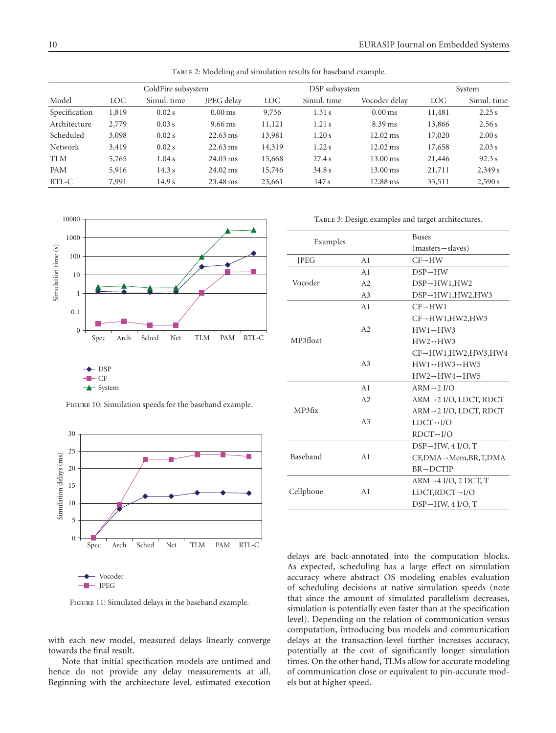Table 2: Modeling and simulation results for baseband example.

| Model | ColdFire subsystem | | | DSP subsystem | | | System | |
|---|---|---|---|---|---|---|---|---|
| | LOC | Simul. time | JPEG delay | LOC | Simul. time | Vocoder delay | LOC | Simul. time |
| Specification | 1,819 | 0.02 s | 0.00 ms | 9,736 | 1.31 s | 0.00 ms | 11,481 | 2.25 s |
| Architecture | 2,779 | 0.03 s | 9.66 ms | 11,121 | 1.21 s | 8.39 ms | 13,866 | 2.56 s |
| Scheduled | 3,098 | 0.02 s | 22.63 ms | 13,981 | 1.20 s | 12.02 ms | 17,020 | 2.00 s |
| Network | 3,419 | 0.02 s | 22.63 ms | 14,319 | 1.22 s | 12.02 ms | 17,658 | 2.03 s |
| TLM | 5,765 | 1.04 s | 24.03 ms | 15,668 | 27.4 s | 13.00 ms | 21,446 | 92.3 s |
| PAM | 5,916 | 14.3 s | 24.02 ms | 15,746 | 34.8 s | 13.00 ms | 21,711 | 2,349 s |
| RTL-C | 7,991 | 14.9 s | 23.48 ms | 23,661 | 147 s | 12.88 ms | 33,511 | 2,590 s |

Figure 10: Simulation speeds for the baseband example.

Figure 11: Simulated delays in the baseband example.

Table 3: Design examples and target architectures.

| Examples | | Buses (masters→slaves) |
|---|---|---|
| JPEG | A1 | CF→HW |
| Vocoder | A1 | DSP→HW |
| | A2 | DSP→HW1,HW2 |
| | A3 | DSP→HW1,HW2,HW3 |
| MP3float | A1 | CF→HW1 |
| | A2 | CF→HW1,HW2,HW3<br>HW1↔HW3<br>HW2↔HW3 |
| | A3 | CF→HW1,HW2,HW3,HW4<br>HW1↔HW3↔HW5<br>HW2↔HW4↔HW5 |
| MP3fix | A1 | ARM→2 I/O |
| | A2 | ARM→2 I/O, LDCT, RDCT |
| | A3 | ARM→2 I/O, LDCT, RDCT<br>LDCT↔I/O<br>RDCT↔I/O |
| Baseband | A1 | DSP→HW, 4 I/O, T<br>CF,DMA→Mem,BR,T,DMA<br>BR→DCTIP |
| Cellphone | A1 | ARM→4 I/O, 2 DCT, T<br>LDCT,RDCT→I/O<br>DSP→HW, 4 I/O, T |

with each new model, measured delays linearly converge towards the final result.

Note that initial specification models are untimed and hence do not provide any delay measurements at all. Beginning with the architecture level, estimated execution delays are back-annotated into the computation blocks. As expected, scheduling has a large effect on simulation accuracy where abstract OS modeling enables evaluation of scheduling decisions at native simulation speeds (note that since the amount of simulated parallelism decreases, simulation is potentially even faster than at the specification level). Depending on the relation of communication versus computation, introducing bus models and communication delays at the transaction-level further increases accuracy, potentially at the cost of significantly longer simulation times. On the other hand, TLMs allow for accurate modeling of communication close or equivalent to pin-accurate models but at higher speed.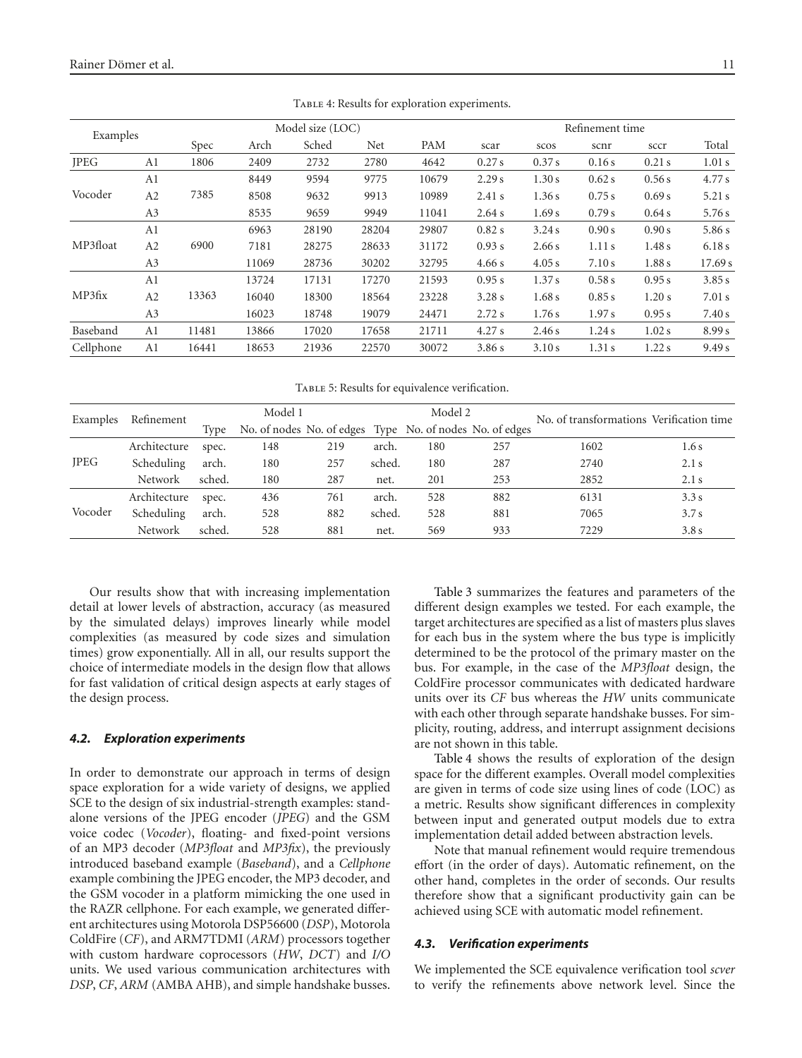Table 4: Results for exploration experiments.

| Examples | | Model size (LOC) | | | | | Refinement time | | | | |
|---|---|---|---|---|---|---|---|---|---|---|---|
| | | Spec | Arch | Sched | Net | PAM | scar | scos | scnr | sccr | Total |
| JPEG | A1 | 1806 | 2409 | 2732 | 2780 | 4642 | 0.27 s | 0.37 s | 0.16 s | 0.21 s | 1.01 s |
| Vocoder | A1 | 7385 | 8449 | 9594 | 9775 | 10679 | 2.29 s | 1.30 s | 0.62 s | 0.56 s | 4.77 s |
| | A2 | | 8508 | 9632 | 9913 | 10989 | 2.41 s | 1.36 s | 0.75 s | 0.69 s | 5.21 s |
| | A3 | | 8535 | 9659 | 9949 | 11041 | 2.64 s | 1.69 s | 0.79 s | 0.64 s | 5.76 s |
| MP3float | A1 | 6900 | 6963 | 28190 | 28204 | 29807 | 0.82 s | 3.24 s | 0.90 s | 0.90 s | 5.86 s |
| | A2 | | 7181 | 28275 | 28633 | 31172 | 0.93 s | 2.66 s | 1.11 s | 1.48 s | 6.18 s |
| | A3 | | 11069 | 28736 | 30202 | 32795 | 4.66 s | 4.05 s | 7.10 s | 1.88 s | 17.69 s |
| MP3fix | A1 | 13363 | 13724 | 17131 | 17270 | 21593 | 0.95 s | 1.37 s | 0.58 s | 0.95 s | 3.85 s |
| | A2 | | 16040 | 18300 | 18564 | 23228 | 3.28 s | 1.68 s | 0.85 s | 1.20 s | 7.01 s |
| | A3 | | 16023 | 18748 | 19079 | 24471 | 2.72 s | 1.76 s | 1.97 s | 0.95 s | 7.40 s |
| Baseband | A1 | 11481 | 13866 | 17020 | 17658 | 21711 | 4.27 s | 2.46 s | 1.24 s | 1.02 s | 8.99 s |
| Cellphone | A1 | 16441 | 18653 | 21936 | 22570 | 30072 | 3.86 s | 3.10 s | 1.31 s | 1.22 s | 9.49 s |

Table 5: Results for equivalence verification.

| Examples | Refinement | Model 1 | | | Model 2 | | | No. of transformations | Verification time |
|---|---|---|---|---|---|---|---|---|---|
| | | Type | No. of nodes | No. of edges | Type | No. of nodes | No. of edges | | |
| JPEG | Architecture | spec. | 148 | 219 | arch. | 180 | 257 | 1602 | 1.6 s |
| | Scheduling | arch. | 180 | 257 | sched. | 180 | 287 | 2740 | 2.1 s |
| | Network | sched. | 180 | 287 | net. | 201 | 253 | 2852 | 2.1 s |
| Vocoder | Architecture | spec. | 436 | 761 | arch. | 528 | 882 | 6131 | 3.3 s |
| | Scheduling | arch. | 528 | 882 | sched. | 528 | 881 | 7065 | 3.7 s |
| | Network | sched. | 528 | 881 | net. | 569 | 933 | 7229 | 3.8 s |

Our results show that with increasing implementation detail at lower levels of abstraction, accuracy (as measured by the simulated delays) improves linearly while model complexities (as measured by code sizes and simulation times) grow exponentially. All in all, our results support the choice of intermediate models in the design flow that allows for fast validation of critical design aspects at early stages of the design process.

### 4.2. Exploration experiments

In order to demonstrate our approach in terms of design space exploration for a wide variety of designs, we applied SCE to the design of six industrial-strength examples: stand-alone versions of the JPEG encoder (*JPEG*) and the GSM voice codec (*Vocoder*), floating- and fixed-point versions of an MP3 decoder (*MP3float* and *MP3fix*), the previously introduced baseband example (*Baseband*), and a *Cellphone* example combining the JPEG encoder, the MP3 decoder, and the GSM vocoder in a platform mimicking the one used in the RAZR cellphone. For each example, we generated different architectures using Motorola DSP56600 (*DSP*), Motorola ColdFire (*CF*), and ARM7TDMI (*ARM*) processors together with custom hardware coprocessors (*HW*, *DCT*) and *I/O* units. We used various communication architectures with *DSP*, *CF*, *ARM* (AMBA AHB), and simple handshake busses.

Table 3 summarizes the features and parameters of the different design examples we tested. For each example, the target architectures are specified as a list of masters plus slaves for each bus in the system where the bus type is implicitly determined to be the protocol of the primary master on the bus. For example, in the case of the *MP3float* design, the ColdFire processor communicates with dedicated hardware units over its *CF* bus whereas the *HW* units communicate with each other through separate handshake busses. For simplicity, routing, address, and interrupt assignment decisions are not shown in this table.

Table 4 shows the results of exploration of the design space for the different examples. Overall model complexities are given in terms of code size using lines of code (LOC) as a metric. Results show significant differences in complexity between input and generated output models due to extra implementation detail added between abstraction levels.

Note that manual refinement would require tremendous effort (in the order of days). Automatic refinement, on the other hand, completes in the order of seconds. Our results therefore show that a significant productivity gain can be achieved using SCE with automatic model refinement.

### 4.3. Verification experiments

We implemented the SCE equivalence verification tool *scver* to verify the refinements above network level. Since the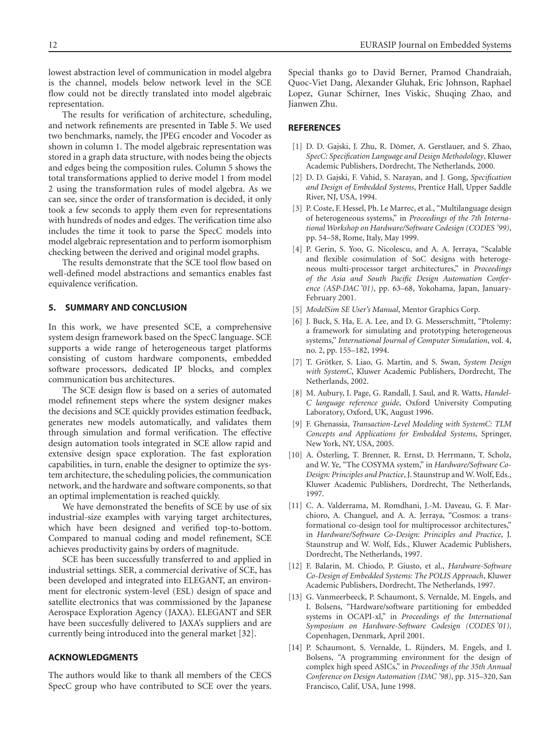lowest abstraction level of communication in model algebra is the channel, models below network level in the SCE flow could not be directly translated into model algebraic representation.

The results for verification of architecture, scheduling, and network refinements are presented in Table 5. We used two benchmarks, namely, the JPEG encoder and Vocoder as shown in column 1. The model algebraic representation was stored in a graph data structure, with nodes being the objects and edges being the composition rules. Column 5 shows the total transformations applied to derive model 1 from model 2 using the transformation rules of model algebra. As we can see, since the order of transformation is decided, it only took a few seconds to apply them even for representations with hundreds of nodes and edges. The verification time also includes the time it took to parse the SpecC models into model algebraic representation and to perform isomorphism checking between the derived and original model graphs.

The results demonstrate that the SCE tool flow based on well-defined model abstractions and semantics enables fast equivalence verification.

## 5. SUMMARY AND CONCLUSION

In this work, we have presented SCE, a comprehensive system design framework based on the SpecC language. SCE supports a wide range of heterogeneous target platforms consisting of custom hardware components, embedded software processors, dedicated IP blocks, and complex communication bus architectures.

The SCE design flow is based on a series of automated model refinement steps where the system designer makes the decisions and SCE quickly provides estimation feedback, generates new models automatically, and validates them through simulation and formal verification. The effective design automation tools integrated in SCE allow rapid and extensive design space exploration. The fast exploration capabilities, in turn, enable the designer to optimize the system architecture, the scheduling policies, the communication network, and the hardware and software components, so that an optimal implementation is reached quickly.

We have demonstrated the benefits of SCE by use of six industrial-size examples with varying target architectures, which have been designed and verified top-to-bottom. Compared to manual coding and model refinement, SCE achieves productivity gains by orders of magnitude.

SCE has been successfully transferred to and applied in industrial settings. SER, a commercial derivative of SCE, has been developed and integrated into ELEGANT, an environment for electronic system-level (ESL) design of space and satellite electronics that was commissioned by the Japanese Aerospace Exploration Agency (JAXA). ELEGANT and SER have been succesfully delivered to JAXA's suppliers and are currently being introduced into the general market [32].

## ACKNOWLEDGMENTS

The authors would like to thank all members of the CECS SpecC group who have contributed to SCE over the years. Special thanks go to David Berner, Pramod Chandraiah, Quoc-Viet Dang, Alexander Gluhak, Eric Johnson, Raphael Lopez, Gunar Schirner, Ines Viskic, Shuqing Zhao, and Jianwen Zhu.

## REFERENCES

[1] D. D. Gajski, J. Zhu, R. Dömer, A. Gerstlauer, and S. Zhao, *SpecC: Specification Language and Design Methodology*, Kluwer Academic Publishers, Dordrecht, The Netherlands, 2000.

[2] D. D. Gajski, F. Vahid, S. Narayan, and J. Gong, *Specification and Design of Embedded Systems*, Prentice Hall, Upper Saddle River, NJ, USA, 1994.

[3] P. Coste, F. Hessel, Ph. Le Marrec, et al., "Multilanguage design of heterogeneous systems," in *Proceedings of the 7th International Workshop on Hardware/Software Codesign (CODES '99)*, pp. 54–58, Rome, Italy, May 1999.

[4] P. Gerin, S. Yoo, G. Nicolescu, and A. A. Jerraya, "Scalable and flexible cosimulation of SoC designs with heterogeneous multi-processor target architectures," in *Proceedings of the Asia and South Pacific Design Automation Conference (ASP-DAC '01)*, pp. 63–68, Yokohama, Japan, January-February 2001.

[5] *ModelSim SE User's Manual*, Mentor Graphics Corp.

[6] J. Buck, S. Ha, E. A. Lee, and D. G. Messerschmitt, "Ptolemy: a framework for simulating and prototyping heterogeneous systems," *International Journal of Computer Simulation*, vol. 4, no. 2, pp. 155–182, 1994.

[7] T. Grötker, S. Liao, G. Martin, and S. Swan, *System Design with SystemC*, Kluwer Academic Publishers, Dordrecht, The Netherlands, 2002.

[8] M. Aubury, I. Page, G. Randall, J. Saul, and R. Watts, *Handel-C language reference guide*, Oxford University Computing Laboratory, Oxford, UK, August 1996.

[9] F. Ghenassia, *Transaction-Level Modeling with SystemC: TLM Concepts and Applications for Embedded Systems*, Springer, New York, NY, USA, 2005.

[10] A. Österling, T. Brenner, R. Ernst, D. Herrmann, T. Scholz, and W. Ye, "The COSYMA system," in *Hardware/Software Co-Design: Principles and Practice*, J. Staunstrup and W. Wolf, Eds., Kluwer Academic Publishers, Dordrecht, The Netherlands, 1997.

[11] C. A. Valderrama, M. Romdhani, J.-M. Daveau, G. F. Marchioro, A. Changuel, and A. A. Jerraya, "Cosmos: a transformational co-design tool for multiprocessor architectures," in *Hardware/Software Co-Design: Principles and Practice*, J. Staunstrup and W. Wolf, Eds., Kluwer Academic Publishers, Dordrecht, The Netherlands, 1997.

[12] F. Balarin, M. Chiodo, P. Giusto, et al., *Hardware-Software Co-Design of Embedded Systems: The POLIS Approach*, Kluwer Academic Publishers, Dordrecht, The Netherlands, 1997.

[13] G. Vanmeerbeeck, P. Schaumont, S. Vernalde, M. Engels, and I. Bolsens, "Hardware/software partitioning for embedded systems in OCAPI-xl," in *Proceedings of the International Symposium on Hardware-Software Codesign (CODES '01)*, Copenhagen, Denmark, April 2001.

[14] P. Schaumont, S. Vernalde, L. Rijnders, M. Engels, and I. Bolsens, "A programming environment for the design of complex high speed ASICs," in *Proceedings of the 35th Annual Conference on Design Automation (DAC '98)*, pp. 315–320, San Francisco, Calif, USA, June 1998.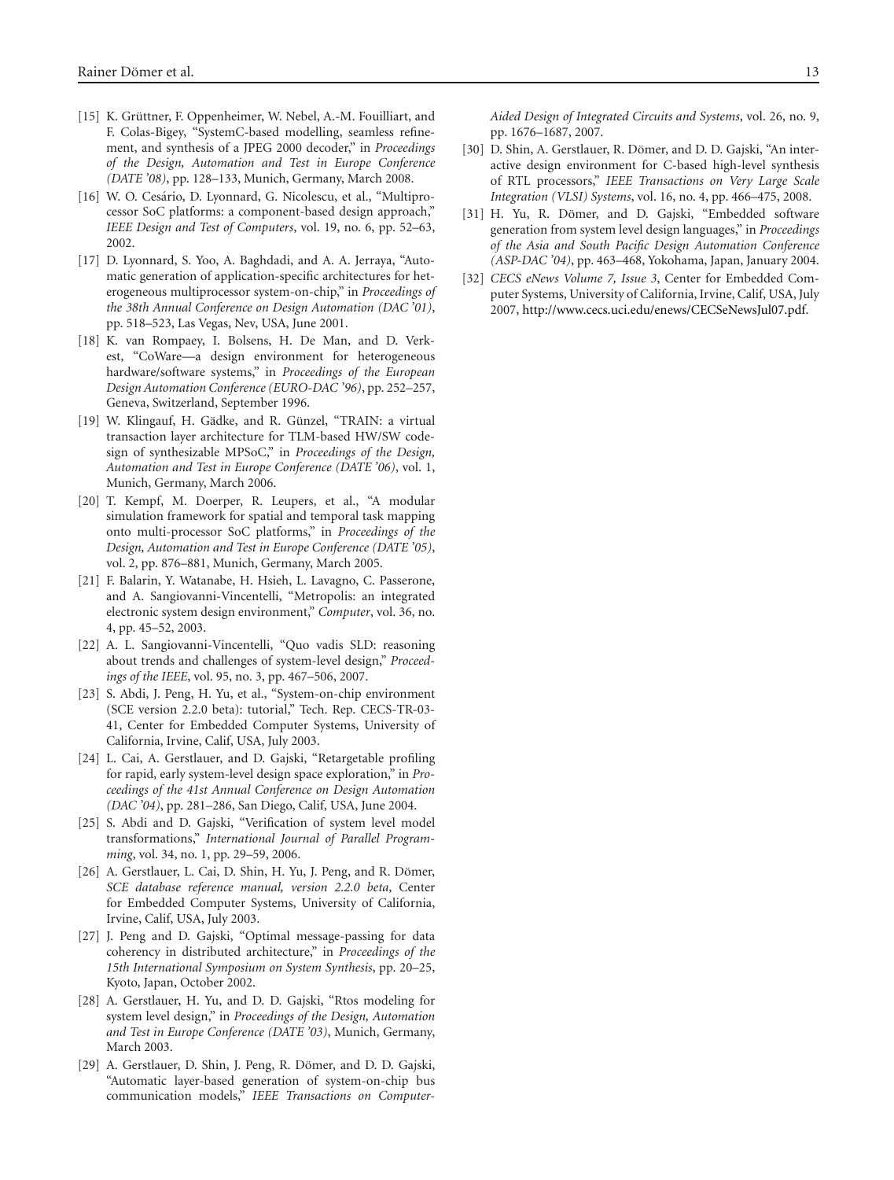[15] K. Grüttner, F. Oppenheimer, W. Nebel, A.-M. Fouilliart, and F. Colas-Bigey, "SystemC-based modelling, seamless refinement, and synthesis of a JPEG 2000 decoder," in *Proceedings of the Design, Automation and Test in Europe Conference (DATE '08)*, pp. 128–133, Munich, Germany, March 2008.

[16] W. O. Cesário, D. Lyonnard, G. Nicolescu, et al., "Multiprocessor SoC platforms: a component-based design approach," *IEEE Design and Test of Computers*, vol. 19, no. 6, pp. 52–63, 2002.

[17] D. Lyonnard, S. Yoo, A. Baghdadi, and A. A. Jerraya, "Automatic generation of application-specific architectures for heterogeneous multiprocessor system-on-chip," in *Proceedings of the 38th Annual Conference on Design Automation (DAC '01)*, pp. 518–523, Las Vegas, Nev, USA, June 2001.

[18] K. van Rompaey, I. Bolsens, H. De Man, and D. Verkest, "CoWare—a design environment for heterogeneous hardware/software systems," in *Proceedings of the European Design Automation Conference (EURO-DAC '96)*, pp. 252–257, Geneva, Switzerland, September 1996.

[19] W. Klingauf, H. Gädke, and R. Günzel, "TRAIN: a virtual transaction layer architecture for TLM-based HW/SW codesign of synthesizable MPSoC," in *Proceedings of the Design, Automation and Test in Europe Conference (DATE '06)*, vol. 1, Munich, Germany, March 2006.

[20] T. Kempf, M. Doerper, R. Leupers, et al., "A modular simulation framework for spatial and temporal task mapping onto multi-processor SoC platforms," in *Proceedings of the Design, Automation and Test in Europe Conference (DATE '05)*, vol. 2, pp. 876–881, Munich, Germany, March 2005.

[21] F. Balarin, Y. Watanabe, H. Hsieh, L. Lavagno, C. Passerone, and A. Sangiovanni-Vincentelli, "Metropolis: an integrated electronic system design environment," *Computer*, vol. 36, no. 4, pp. 45–52, 2003.

[22] A. L. Sangiovanni-Vincentelli, "Quo vadis SLD: reasoning about trends and challenges of system-level design," *Proceedings of the IEEE*, vol. 95, no. 3, pp. 467–506, 2007.

[23] S. Abdi, J. Peng, H. Yu, et al., "System-on-chip environment (SCE version 2.2.0 beta): tutorial," Tech. Rep. CECS-TR-03-41, Center for Embedded Computer Systems, University of California, Irvine, Calif, USA, July 2003.

[24] L. Cai, A. Gerstlauer, and D. Gajski, "Retargetable profiling for rapid, early system-level design space exploration," in *Proceedings of the 41st Annual Conference on Design Automation (DAC '04)*, pp. 281–286, San Diego, Calif, USA, June 2004.

[25] S. Abdi and D. Gajski, "Verification of system level model transformations," *International Journal of Parallel Programming*, vol. 34, no. 1, pp. 29–59, 2006.

[26] A. Gerstlauer, L. Cai, D. Shin, H. Yu, J. Peng, and R. Dömer, *SCE database reference manual, version 2.2.0 beta*, Center for Embedded Computer Systems, University of California, Irvine, Calif, USA, July 2003.

[27] J. Peng and D. Gajski, "Optimal message-passing for data coherency in distributed architecture," in *Proceedings of the 15th International Symposium on System Synthesis*, pp. 20–25, Kyoto, Japan, October 2002.

[28] A. Gerstlauer, H. Yu, and D. D. Gajski, "Rtos modeling for system level design," in *Proceedings of the Design, Automation and Test in Europe Conference (DATE '03)*, Munich, Germany, March 2003.

[29] A. Gerstlauer, D. Shin, J. Peng, R. Dömer, and D. D. Gajski, "Automatic layer-based generation of system-on-chip bus communication models," *IEEE Transactions on Computer-Aided Design of Integrated Circuits and Systems*, vol. 26, no. 9, pp. 1676–1687, 2007.

[30] D. Shin, A. Gerstlauer, R. Dömer, and D. D. Gajski, "An interactive design environment for C-based high-level synthesis of RTL processors," *IEEE Transactions on Very Large Scale Integration (VLSI) Systems*, vol. 16, no. 4, pp. 466–475, 2008.

[31] H. Yu, R. Dömer, and D. Gajski, "Embedded software generation from system level design languages," in *Proceedings of the Asia and South Pacific Design Automation Conference (ASP-DAC '04)*, pp. 463–468, Yokohama, Japan, January 2004.

[32] *CECS eNews Volume 7, Issue 3*, Center for Embedded Computer Systems, University of California, Irvine, Calif, USA, July 2007, http://www.cecs.uci.edu/enews/CECSeNewsJul07.pdf.